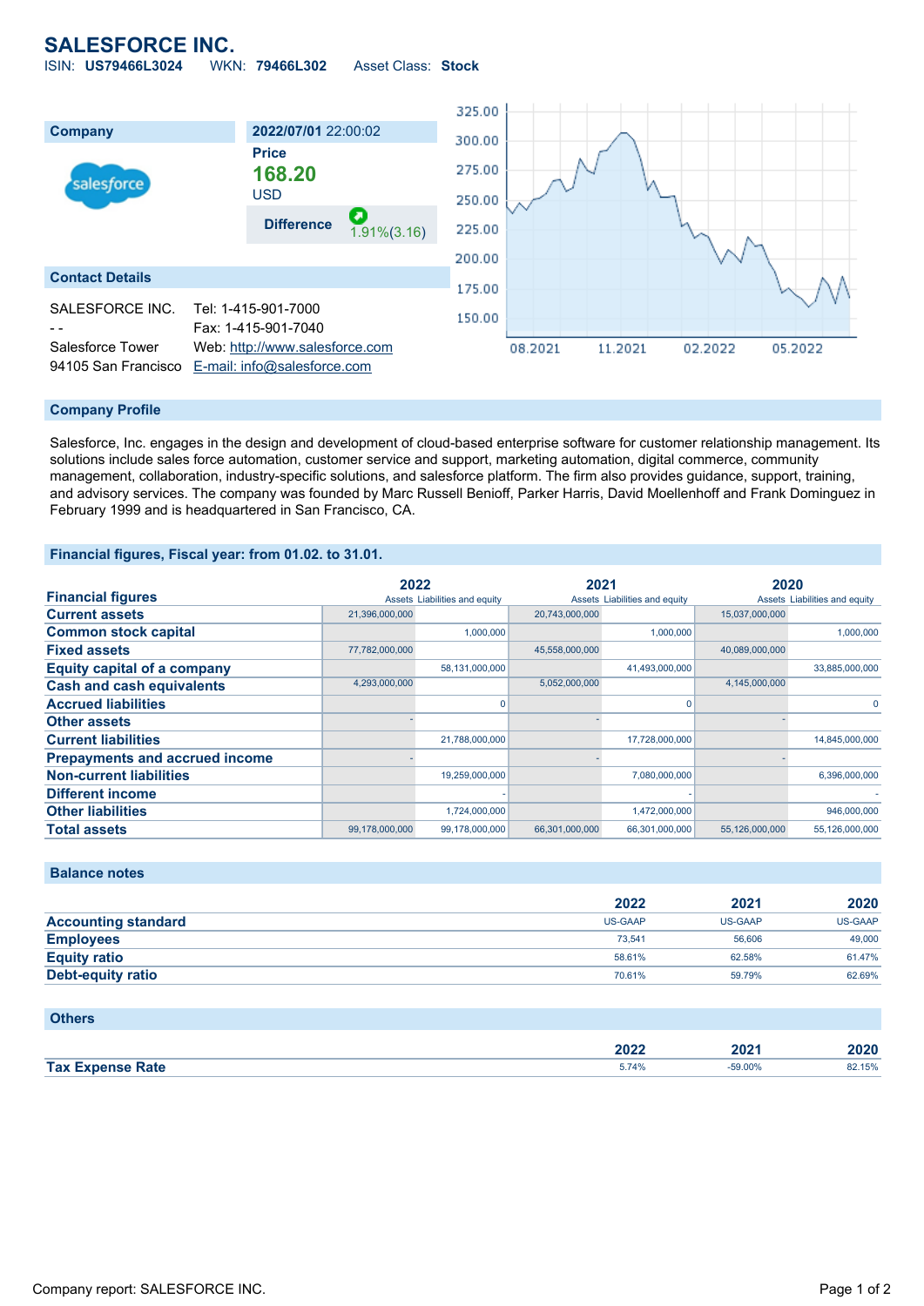# SALESFORCE INC.

ISIN: **US79466L3024** WKN: **79466L302** Asset Class: **Stock**

**Company**

**2022/07/01** 22:00:02

**Price**

**168.20**

USD

**Difference** 1.91%(3.16)

**Contact Details**

SALESFORCE INC.
- -
Salesforce Tower
94105 San Francisco

Tel: 1-415-901-7000
Fax: 1-415-901-7040
Web: http://www.salesforce.com
E-mail: info@salesforce.com

## Company Profile

Salesforce, Inc. engages in the design and development of cloud-based enterprise software for customer relationship management. Its solutions include sales force automation, customer service and support, marketing automation, digital commerce, community management, collaboration, industry-specific solutions, and salesforce platform. The firm also provides guidance, support, training, and advisory services. The company was founded by Marc Russell Benioff, Parker Harris, David Moellenhoff and Frank Dominguez in February 1999 and is headquartered in San Francisco, CA.

## Financial figures, Fiscal year: from 01.02. to 31.01.

| Financial figures | 2022 | | 2021 | | 2020 | |
|---|---|---|---|---|---|---|
| | Assets | Liabilities and equity | Assets | Liabilities and equity | Assets | Liabilities and equity |
| **Current assets** | 21,396,000,000 | | 20,743,000,000 | | 15,037,000,000 | |
| **Common stock capital** | | 1,000,000 | | 1,000,000 | | 1,000,000 |
| **Fixed assets** | 77,782,000,000 | | 45,558,000,000 | | 40,089,000,000 | |
| **Equity capital of a company** | | 58,131,000,000 | | 41,493,000,000 | | 33,885,000,000 |
| **Cash and cash equivalents** | 4,293,000,000 | | 5,052,000,000 | | 4,145,000,000 | |
| **Accrued liabilities** | | 0 | | 0 | | 0 |
| **Other assets** | - | | - | | - | |
| **Current liabilities** | | 21,788,000,000 | | 17,728,000,000 | | 14,845,000,000 |
| **Prepayments and accrued income** | - | | - | | - | |
| **Non-current liabilities** | | 19,259,000,000 | | 7,080,000,000 | | 6,396,000,000 |
| **Different income** | | - | | - | | - |
| **Other liabilities** | | 1,724,000,000 | | 1,472,000,000 | | 946,000,000 |
| **Total assets** | 99,178,000,000 | 99,178,000,000 | 66,301,000,000 | 66,301,000,000 | 55,126,000,000 | 55,126,000,000 |

## Balance notes

| | 2022 | 2021 | 2020 |
|---|---|---|---|
| **Accounting standard** | US-GAAP | US-GAAP | US-GAAP |
| **Employees** | 73,541 | 56,606 | 49,000 |
| **Equity ratio** | 58.61% | 62.58% | 61.47% |
| **Debt-equity ratio** | 70.61% | 59.79% | 62.69% |

## Others

| | 2022 | 2021 | 2020 |
|---|---|---|---|
| **Tax Expense Rate** | 5.74% | -59.00% | 82.15% |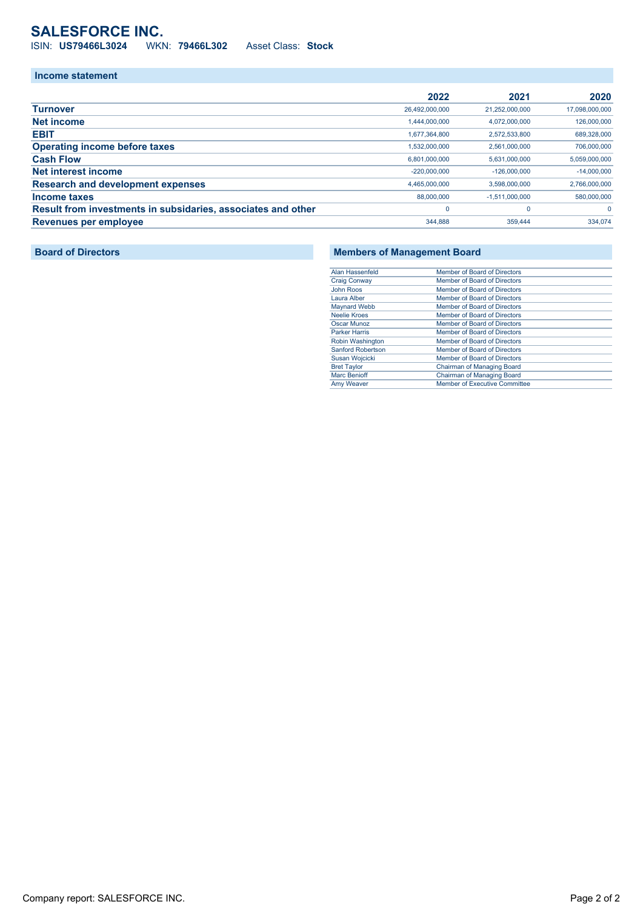# SALESFORCE INC.

ISIN: **US79466L3024** WKN: **79466L302** Asset Class: **Stock**

## Income statement

| | 2022 | 2021 | 2020 |
|---|---|---|---|
| **Turnover** | 26,492,000,000 | 21,252,000,000 | 17,098,000,000 |
| **Net income** | 1,444,000,000 | 4,072,000,000 | 126,000,000 |
| **EBIT** | 1,677,364,800 | 2,572,533,800 | 689,328,000 |
| **Operating income before taxes** | 1,532,000,000 | 2,561,000,000 | 706,000,000 |
| **Cash Flow** | 6,801,000,000 | 5,631,000,000 | 5,059,000,000 |
| **Net interest income** | -220,000,000 | -126,000,000 | -14,000,000 |
| **Research and development expenses** | 4,465,000,000 | 3,598,000,000 | 2,766,000,000 |
| **Income taxes** | 88,000,000 | -1,511,000,000 | 580,000,000 |
| **Result from investments in subsidaries, associates and other** | 0 | 0 | 0 |
| **Revenues per employee** | 344,888 | 359,444 | 334,074 |

## Board of Directors

## Members of Management Board

| | |
|---|---|
| Alan Hassenfeld | Member of Board of Directors |
| Craig Conway | Member of Board of Directors |
| John Roos | Member of Board of Directors |
| Laura Alber | Member of Board of Directors |
| Maynard Webb | Member of Board of Directors |
| Neelie Kroes | Member of Board of Directors |
| Oscar Munoz | Member of Board of Directors |
| Parker Harris | Member of Board of Directors |
| Robin Washington | Member of Board of Directors |
| Sanford Robertson | Member of Board of Directors |
| Susan Wojcicki | Member of Board of Directors |
| Bret Taylor | Chairman of Managing Board |
| Marc Benioff | Chairman of Managing Board |
| Amy Weaver | Member of Executive Committee |